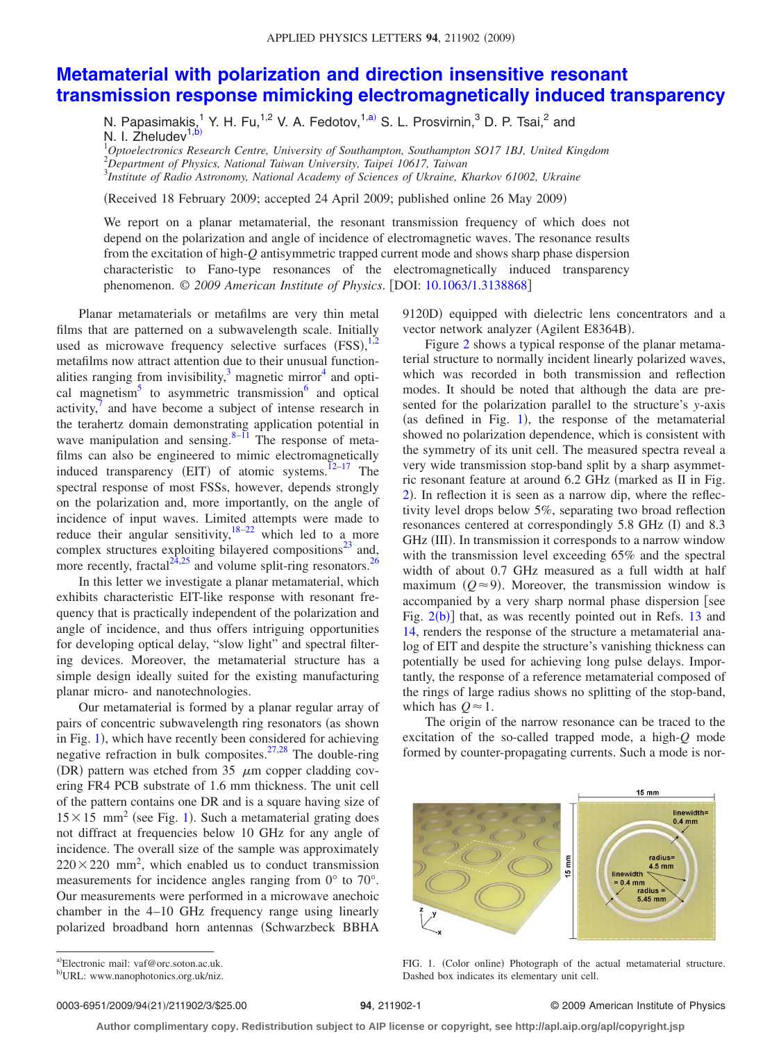# Metamaterial with polarization and direction insensitive resonant transmission response mimicking electromagnetically induced transparency

N. Papasimakis,[1] Y. H. Fu,[1,2] V. A. Fedotov,[1,a)] S. L. Prosvirnin,[3] D. P. Tsai,[2] and N. I. Zheludev[1,b)]

[1]*Optoelectronics Research Centre, University of Southampton, Southampton SO17 1BJ, United Kingdom*
[2]*Department of Physics, National Taiwan University, Taipei 10617, Taiwan*
[3]*Institute of Radio Astronomy, National Academy of Sciences of Ukraine, Kharkov 61002, Ukraine*

(Received 18 February 2009; accepted 24 April 2009; published online 26 May 2009)

We report on a planar metamaterial, the resonant transmission frequency of which does not depend on the polarization and angle of incidence of electromagnetic waves. The resonance results from the excitation of high-$Q$ antisymmetric trapped current mode and shows sharp phase dispersion characteristic to Fano-type resonances of the electromagnetically induced transparency phenomenon. © *2009 American Institute of Physics*. [DOI: 10.1063/1.3138868]

Planar metamaterials or metafilms are very thin metal films that are patterned on a subwavelength scale. Initially used as microwave frequency selective surfaces (FSS),[1,2] metafilms now attract attention due to their unusual functionalities ranging from invisibility,[3] magnetic mirror[4] and optical magnetism[5] to asymmetric transmission[6] and optical activity,[7] and have become a subject of intense research in the terahertz domain demonstrating application potential in wave manipulation and sensing.[8–11] The response of metafilms can also be engineered to mimic electromagnetically induced transparency (EIT) of atomic systems.[12–17] The spectral response of most FSSs, however, depends strongly on the polarization and, more importantly, on the angle of incidence of input waves. Limited attempts were made to reduce their angular sensitivity,[18–22] which led to a more complex structures exploiting bilayered compositions[23] and, more recently, fractal[24,25] and volume split-ring resonators.[26]

In this letter we investigate a planar metamaterial, which exhibits characteristic EIT-like response with resonant frequency that is practically independent of the polarization and angle of incidence, and thus offers intriguing opportunities for developing optical delay, "slow light" and spectral filtering devices. Moreover, the metamaterial structure has a simple design ideally suited for the existing manufacturing planar micro- and nanotechnologies.

Our metamaterial is formed by a planar regular array of pairs of concentric subwavelength ring resonators (as shown in Fig. 1), which have recently been considered for achieving negative refraction in bulk composites.[27,28] The double-ring (DR) pattern was etched from 35 $\mu$m copper cladding covering FR4 PCB substrate of 1.6 mm thickness. The unit cell of the pattern contains one DR and is a square having size of $15 \times 15$ mm$^2$ (see Fig. 1). Such a metamaterial grating does not diffract at frequencies below 10 GHz for any angle of incidence. The overall size of the sample was approximately $220 \times 220$ mm$^2$, which enabled us to conduct transmission measurements for incidence angles ranging from 0° to 70°. Our measurements were performed in a microwave anechoic chamber in the 4–10 GHz frequency range using linearly polarized broadband horn antennas (Schwarzbeck BBHA 9120D) equipped with dielectric lens concentrators and a vector network analyzer (Agilent E8364B).

Figure 2 shows a typical response of the planar metamaterial structure to normally incident linearly polarized waves, which was recorded in both transmission and reflection modes. It should be noted that although the data are presented for the polarization parallel to the structure's $y$-axis (as defined in Fig. 1), the response of the metamaterial showed no polarization dependence, which is consistent with the symmetry of its unit cell. The measured spectra reveal a very wide transmission stop-band split by a sharp asymmetric resonant feature at around 6.2 GHz (marked as II in Fig. 2). In reflection it is seen as a narrow dip, where the reflectivity level drops below 5%, separating two broad reflection resonances centered at correspondingly 5.8 GHz (I) and 8.3 GHz (III). In transmission it corresponds to a narrow window with the transmission level exceeding 65% and the spectral width of about 0.7 GHz measured as a full width at half maximum ($Q \approx 9$). Moreover, the transmission window is accompanied by a very sharp normal phase dispersion [see Fig. 2(b)] that, as was recently pointed out in Refs. 13 and 14, renders the response of the structure a metamaterial analog of EIT and despite the structure's vanishing thickness can potentially be used for achieving long pulse delays. Importantly, the response of a reference metamaterial composed of the rings of large radius shows no splitting of the stop-band, which has $Q \approx 1$.

The origin of the narrow resonance can be traced to the excitation of the so-called trapped mode, a high-$Q$ mode formed by counter-propagating currents. Such a mode is nor-

FIG. 1. (Color online) Photograph of the actual metamaterial structure. Dashed box indicates its elementary unit cell.

a)Electronic mail: vaf@orc.soton.ac.uk.
b)URL: www.nanophotonics.org.uk/niz.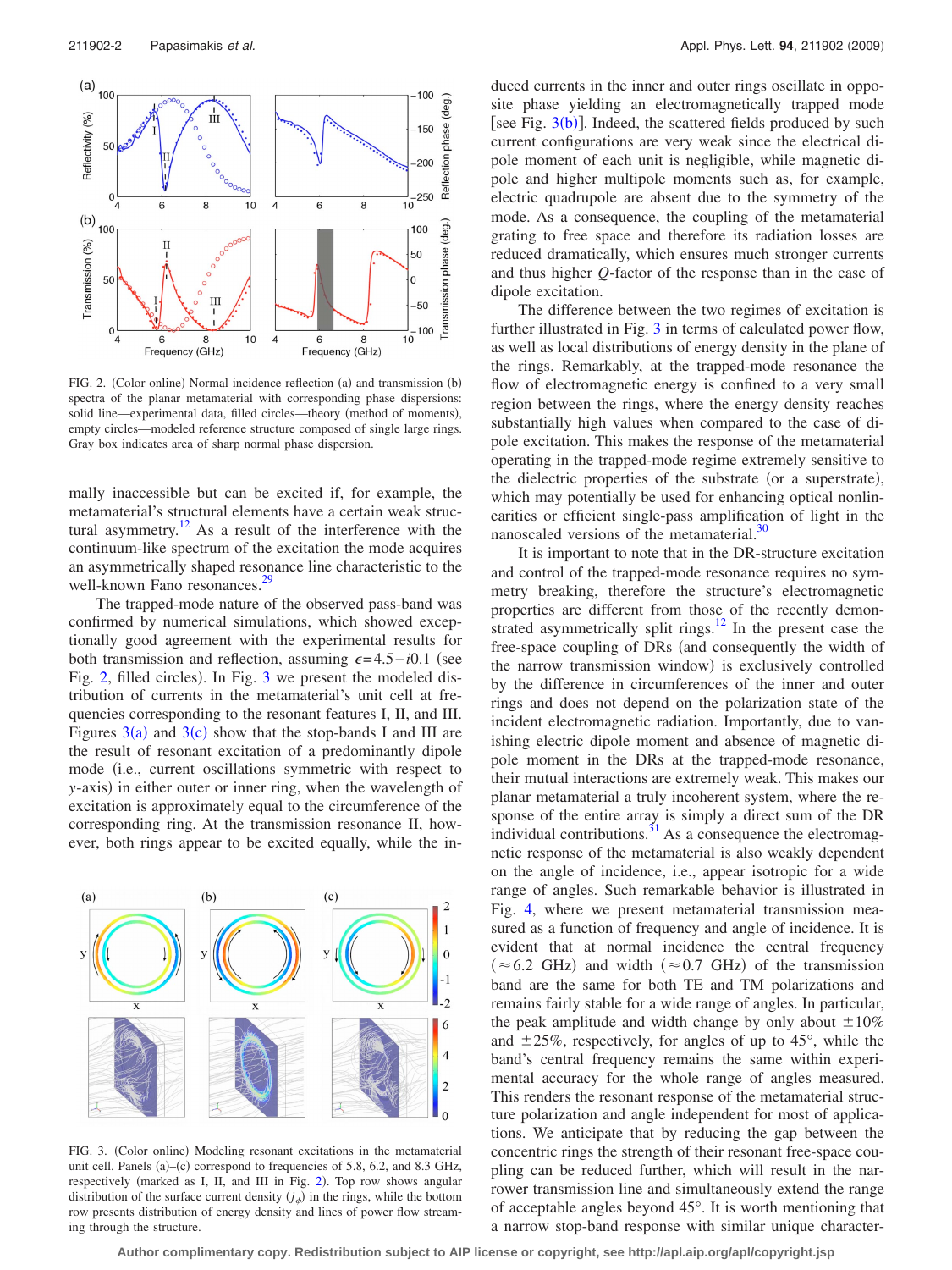FIG. 2. (Color online) Normal incidence reflection (a) and transmission (b) spectra of the planar metamaterial with corresponding phase dispersions: solid line—experimental data, filled circles—theory (method of moments), empty circles—modeled reference structure composed of single large rings. Gray box indicates area of sharp normal phase dispersion.

mally inaccessible but can be excited if, for example, the metamaterial's structural elements have a certain weak structural asymmetry.[12] As a result of the interference with the continuum-like spectrum of the excitation the mode acquires an asymmetrically shaped resonance line characteristic to the well-known Fano resonances.[29]

The trapped-mode nature of the observed pass-band was confirmed by numerical simulations, which showed exceptionally good agreement with the experimental results for both transmission and reflection, assuming $\epsilon = 4.5 - i0.1$ (see Fig. 2, filled circles). In Fig. 3 we present the modeled distribution of currents in the metamaterial's unit cell at frequencies corresponding to the resonant features I, II, and III. Figures 3(a) and 3(c) show that the stop-bands I and III are the result of resonant excitation of a predominantly dipole mode (i.e., current oscillations symmetric with respect to $y$-axis) in either outer or inner ring, when the wavelength of excitation is approximately equal to the circumference of the corresponding ring. At the transmission resonance II, however, both rings appear to be excited equally, while the induced currents in the inner and outer rings oscillate in opposite phase yielding an electromagnetically trapped mode [see Fig. 3(b)]. Indeed, the scattered fields produced by such current configurations are very weak since the electrical dipole moment of each unit is negligible, while magnetic dipole and higher multipole moments such as, for example, electric quadrupole are absent due to the symmetry of the mode. As a consequence, the coupling of the metamaterial grating to free space and therefore its radiation losses are reduced dramatically, which ensures much stronger currents and thus higher $Q$-factor of the response than in the case of dipole excitation.

FIG. 3. (Color online) Modeling resonant excitations in the metamaterial unit cell. Panels (a)–(c) correspond to frequencies of 5.8, 6.2, and 8.3 GHz, respectively (marked as I, II, and III in Fig. 2). Top row shows angular distribution of the surface current density ($j_\phi$) in the rings, while the bottom row presents distribution of energy density and lines of power flow streaming through the structure.

The difference between the two regimes of excitation is further illustrated in Fig. 3 in terms of calculated power flow, as well as local distributions of energy density in the plane of the rings. Remarkably, at the trapped-mode resonance the flow of electromagnetic energy is confined to a very small region between the rings, where the energy density reaches substantially high values when compared to the case of dipole excitation. This makes the response of the metamaterial operating in the trapped-mode regime extremely sensitive to the dielectric properties of the substrate (or a superstrate), which may potentially be used for enhancing optical nonlinearities or efficient single-pass amplification of light in the nanoscaled versions of the metamaterial.[30]

It is important to note that in the DR-structure excitation and control of the trapped-mode resonance requires no symmetry breaking, therefore the structure's electromagnetic properties are different from those of the recently demonstrated asymmetrically split rings.[12] In the present case the free-space coupling of DRs (and consequently the width of the narrow transmission window) is exclusively controlled by the difference in circumferences of the inner and outer rings and does not depend on the polarization state of the incident electromagnetic radiation. Importantly, due to vanishing electric dipole moment and absence of magnetic dipole moment in the DRs at the trapped-mode resonance, their mutual interactions are extremely weak. This makes our planar metamaterial a truly incoherent system, where the response of the entire array is simply a direct sum of the DR individual contributions.[31] As a consequence the electromagnetic response of the metamaterial is also weakly dependent on the angle of incidence, i.e., appear isotropic for a wide range of angles. Such remarkable behavior is illustrated in Fig. 4, where we present metamaterial transmission measured as a function of frequency and angle of incidence. It is evident that at normal incidence the central frequency ($\approx 6.2$ GHz) and width ($\approx 0.7$ GHz) of the transmission band are the same for both TE and TM polarizations and remains fairly stable for a wide range of angles. In particular, the peak amplitude and width change by only about $\pm 10\%$ and $\pm 25\%$, respectively, for angles of up to 45°, while the band's central frequency remains the same within experimental accuracy for the whole range of angles measured. This renders the resonant response of the metamaterial structure polarization and angle independent for most of applications. We anticipate that by reducing the gap between the concentric rings the strength of their resonant free-space coupling can be reduced further, which will result in the narrower transmission line and simultaneously extend the range of acceptable angles beyond 45°. It is worth mentioning that a narrow stop-band response with similar unique character-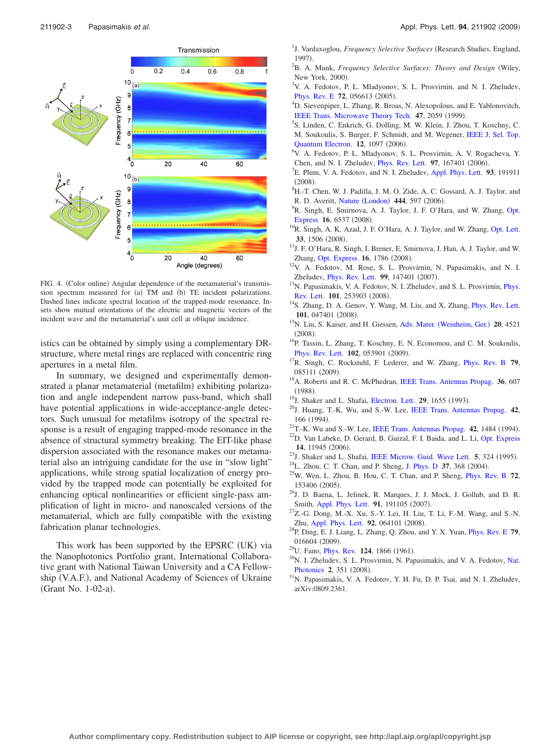Transmission

0 0.2 0.4 0.6 0.8 1

(a)

Frequency (GHz)

10 9 8 7 6 5 4

0 20 40 60

(b)

Frequency (GHz)

10 9 8 7 6 5 4

0 20 40 60

Angle (degrees)

FIG. 4. (Color online) Angular dependence of the metamaterial's transmission spectrum measured for (a) TM and (b) TE incident polarizations. Dashed lines indicate spectral location of the trapped-mode resonance. Insets show mutual orientations of the electric and magnetic vectors of the incident wave and the metamaterial's unit cell at oblique incidence.

istics can be obtained by simply using a complementary DR-structure, where metal rings are replaced with concentric ring apertures in a metal film.

In summary, we designed and experimentally demonstrated a planar metamaterial (metafilm) exhibiting polarization and angle independent narrow pass-band, which shall have potential applications in wide-acceptance-angle detectors. Such unusual for metafilms isotropy of the spectral response is a result of engaging trapped-mode resonance in the absence of structural symmetry breaking. The EIT-like phase dispersion associated with the resonance makes our metamaterial also an intriguing candidate for the use in "slow light" applications, while strong spatial localization of energy provided by the trapped mode can potentially be exploited for enhancing optical nonlinearities or efficient single-pass amplification of light in micro- and nanoscaled versions of the metamaterial, which are fully compatible with the existing fabrication planar technologies.

This work has been supported by the EPSRC (UK) via the Nanophotonics Portfolio grant, International Collaborative grant with National Taiwan University and a CA Fellowship (V.A.F.), and National Academy of Sciences of Ukraine (Grant No. 1-02-a).

[1] J. Vardaxoglou, *Frequency Selective Surfaces* (Research Studies, England, 1997).

[2] B. A. Munk, *Frequency Selective Surfaces: Theory and Design* (Wiley, New York, 2000).

[3] V. A. Fedotov, P. L. Mladyonov, S. L. Prosvirnin, and N. I. Zheludev, Phys. Rev. E **72**, 056613 (2005).

[4] D. Sievenpiper, L. Zhang, R. Broas, N. Alexopolous, and E. Yablonovitch, IEEE Trans. Microwave Theory Tech. **47**, 2059 (1999).

[5] S. Linden, C. Enkrich, G. Dolling, M. W. Klein, J. Zhou, T. Koschny, C. M. Soukoulis, S. Burger, F. Schmidt, and M. Wegener, IEEE J. Sel. Top. Quantum Electron. **12**, 1097 (2006).

[6] V. A. Fedotov, P. L. Mladyonov, S. L. Prosvirnin, A. V. Rogacheva, Y. Chen, and N. I. Zheludev, Phys. Rev. Lett. **97**, 167401 (2006).

[7] E. Plum, V. A. Fedotov, and N. I. Zheludev, Appl. Phys. Lett. **93**, 191911 (2008).

[8] H.-T. Chen, W. J. Padilla, J. M. O. Zide, A. C. Gossard, A. J. Taylor, and R. D. Averitt, Nature (London) **444**, 597 (2006).

[9] R. Singh, E. Smirnova, A. J. Taylor, J. F. O'Hara, and W. Zhang, Opt. Express **16**, 6537 (2008).

[10] R. Singh, A. K. Azad, J. F. O'Hara, A. J. Taylor, and W. Zhang, Opt. Lett. **33**, 1506 (2008).

[11] J. F. O'Hara, R. Singh, I. Brener, E. Smirnova, J. Han, A. J. Taylor, and W. Zhang, Opt. Express **16**, 1786 (2008).

[12] V. A. Fedotov, M. Rose, S. L. Prosvirnin, N. Papasimakis, and N. I. Zheludev, Phys. Rev. Lett. **99**, 147401 (2007).

[13] N. Papasimakis, V. A. Fedotov, N. I. Zheludev, and S. L. Prosvirnin, Phys. Rev. Lett. **101**, 253903 (2008).

[14] S. Zhang, D. A. Genov, Y. Wang, M. Liu, and X. Zhang, Phys. Rev. Lett. **101**, 047401 (2008).

[15] N. Liu, S. Kaiser, and H. Giessen, Adv. Mater. (Weinheim, Ger.) **20**, 4521 (2008).

[16] P. Tassin, L. Zhang, T. Koschny, E. N. Economou, and C. M. Soukoulis, Phys. Rev. Lett. **102**, 053901 (2009).

[17] R. Singh, C. Rockstuhl, F. Lederer, and W. Zhang, Phys. Rev. B **79**, 085111 (2009).

[18] A. Roberts and R. C. McPhedran, IEEE Trans. Antennas Propag. **36**, 607 (1988).

[19] J. Shaker and L. Shafai, Electron. Lett. **29**, 1655 (1993).

[20] J. Huang, T.-K. Wu, and S.-W. Lee, IEEE Trans. Antennas Propag. **42**, 166 (1994).

[21] T.-K. Wu and S.-W. Lee, IEEE Trans. Antennas Propag. **42**, 1484 (1994).

[22] D. Van Labeke, D. Gerard, B. Guizal, F. I. Baida, and L. Li, Opt. Express **14**, 11945 (2006).

[23] J. Shaker and L. Shafai, IEEE Microw. Guid. Wave Lett. **5**, 324 (1995).

[24] L. Zhou, C. T. Chan, and P. Sheng, J. Phys. D **37**, 368 (2004).

[25] W. Wen, L. Zhou, B. Hou, C. T. Chan, and P. Sheng, Phys. Rev. B **72**, 153406 (2005).

[26] J. D. Baena, L. Jelinek, R. Marques, J. J. Mock, J. Gollub, and D. R. Smith, Appl. Phys. Lett. **91**, 191105 (2007).

[27] Z.-G. Dong, M.-X. Xu, S.-Y. Lei, H. Liu, T. Li, F.-M. Wang, and S.-N. Zhu, Appl. Phys. Lett. **92**, 064101 (2008).

[28] P. Ding, E. J. Liang, L. Zhang, Q. Zhou, and Y. X. Yuan, Phys. Rev. E **79**, 016604 (2009).

[29] U. Fano, Phys. Rev. **124**, 1866 (1961).

[30] N. I. Zheludev, S. L. Prosvirnin, N. Papasimakis, and V. A. Fedotov, Nat. Photonics **2**, 351 (2008).

[31] N. Papasimakis, V. A. Fedotov, Y. H. Fu, D. P. Tsai, and N. I. Zheludev, arXiv:0809.2361.